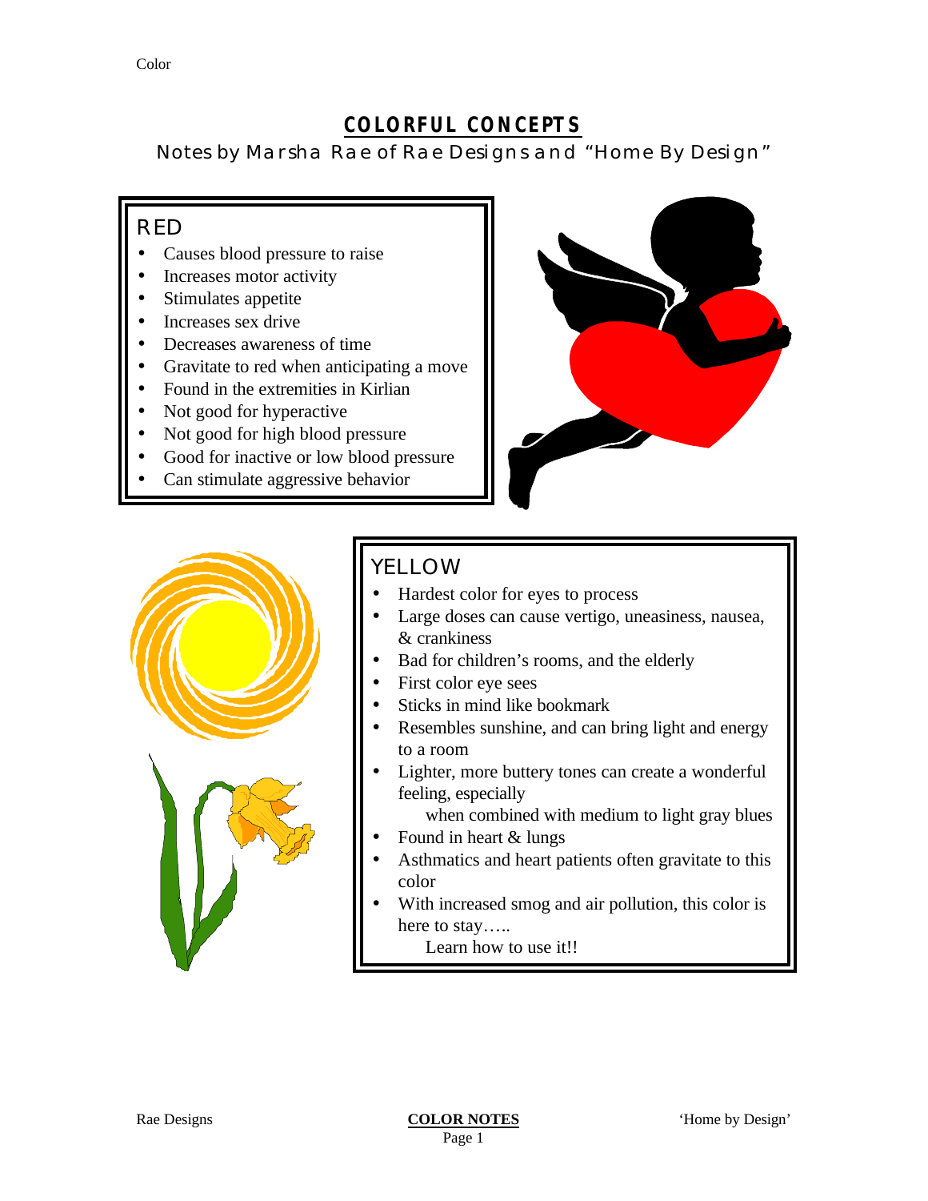# COLORFUL CONCEPTS

Notes by Marsha Rae of Rae Designs and "Home By Design"

## RED

- Causes blood pressure to raise
- Increases motor activity
- Stimulates appetite
- Increases sex drive
- Decreases awareness of time
- Gravitate to red when anticipating a move
- Found in the extremities in Kirlian
- Not good for hyperactive
- Not good for high blood pressure
- Good for inactive or low blood pressure
- Can stimulate aggressive behavior

## YELLOW

- Hardest color for eyes to process
- Large doses can cause vertigo, uneasiness, nausea, & crankiness
- Bad for children's rooms, and the elderly
- First color eye sees
- Sticks in mind like bookmark
- Resembles sunshine, and can bring light and energy to a room
- Lighter, more buttery tones can create a wonderful feeling, especially
  when combined with medium to light gray blues
- Found in heart & lungs
- Asthmatics and heart patients often gravitate to this color
- With increased smog and air pollution, this color is here to stay…..
  Learn how to use it!!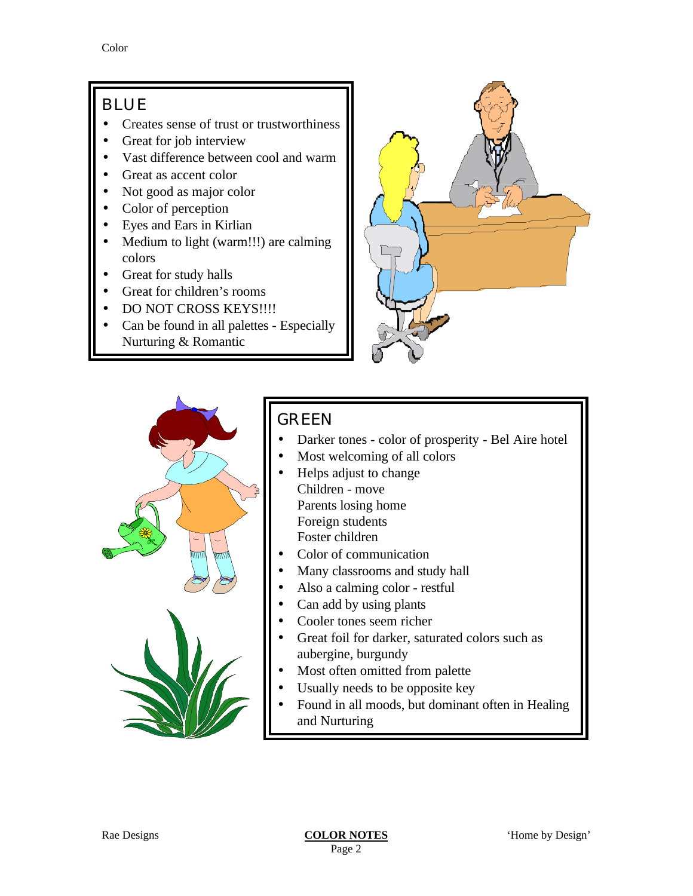## BLUE

- Creates sense of trust or trustworthiness
- Great for job interview
- Vast difference between cool and warm
- Great as accent color
- Not good as major color
- Color of perception
- Eyes and Ears in Kirlian
- Medium to light (warm!!!) are calming colors
- Great for study halls
- Great for children's rooms
- DO NOT CROSS KEYS!!!!
- Can be found in all palettes - Especially Nurturing & Romantic

## GREEN

- Darker tones - color of prosperity - Bel Aire hotel
- Most welcoming of all colors
- Helps adjust to change
  Children - move
  Parents losing home
  Foreign students
  Foster children
- Color of communication
- Many classrooms and study hall
- Also a calming color - restful
- Can add by using plants
- Cooler tones seem richer
- Great foil for darker, saturated colors such as aubergine, burgundy
- Most often omitted from palette
- Usually needs to be opposite key
- Found in all moods, but dominant often in Healing and Nurturing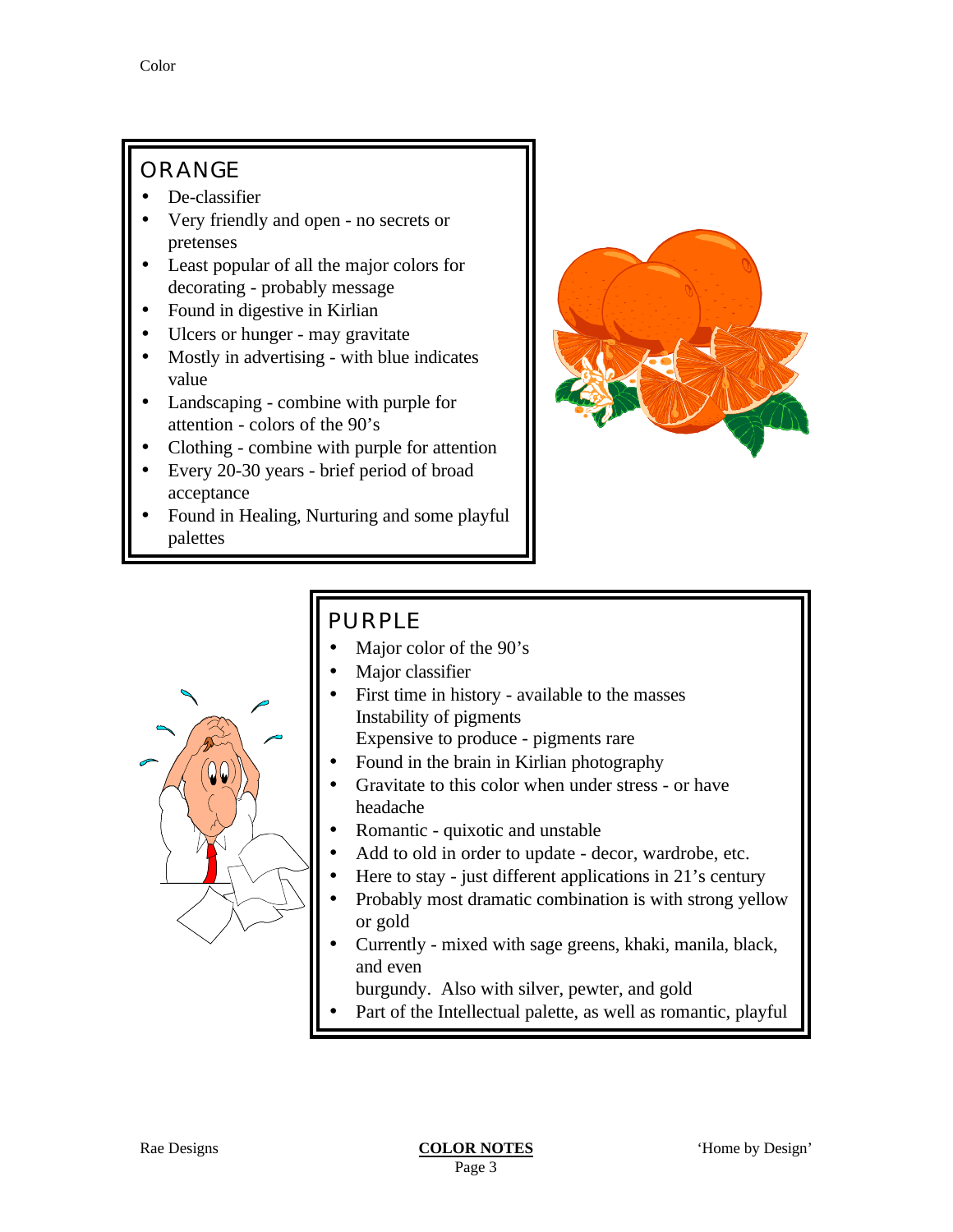## ORANGE

- De-classifier
- Very friendly and open - no secrets or pretenses
- Least popular of all the major colors for decorating - probably message
- Found in digestive in Kirlian
- Ulcers or hunger - may gravitate
- Mostly in advertising - with blue indicates value
- Landscaping - combine with purple for attention - colors of the 90's
- Clothing - combine with purple for attention
- Every 20-30 years - brief period of broad acceptance
- Found in Healing, Nurturing and some playful palettes

## PURPLE

- Major color of the 90's
- Major classifier
- First time in history - available to the masses
  Instability of pigments
  Expensive to produce - pigments rare
- Found in the brain in Kirlian photography
- Gravitate to this color when under stress - or have headache
- Romantic - quixotic and unstable
- Add to old in order to update - decor, wardrobe, etc.
- Here to stay - just different applications in 21's century
- Probably most dramatic combination is with strong yellow or gold
- Currently - mixed with sage greens, khaki, manila, black, and even
  burgundy. Also with silver, pewter, and gold
- Part of the Intellectual palette, as well as romantic, playful